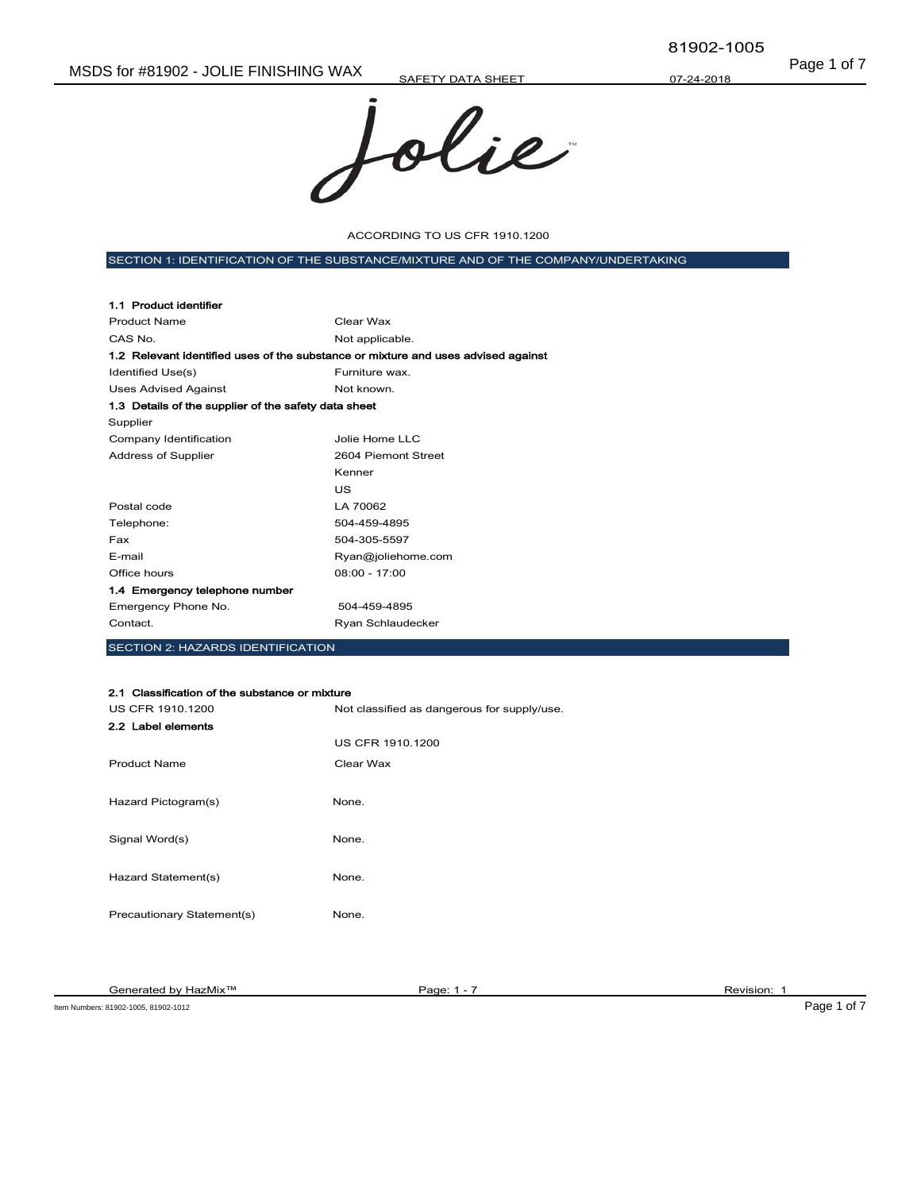# SAFETY DATA SHEET

ACCORDING TO US CFR 1910.1200

## SECTION 1: IDENTIFICATION OF THE SUBSTANCE/MIXTURE AND OF THE COMPANY/UNDERTAKING

### 1.1 Product identifier

| | |
|---|---|
| Product Name | Clear Wax |
| CAS No. | Not applicable. |

### 1.2 Relevant identified uses of the substance or mixture and uses advised against

| | |
|---|---|
| Identified Use(s) | Furniture wax. |
| Uses Advised Against | Not known. |

### 1.3 Details of the supplier of the safety data sheet

Supplier

| | |
|---|---|
| Company Identification | Jolie Home LLC |
| Address of Supplier | 2604 Piemont Street<br>Kenner<br>US |
| Postal code | LA 70062 |
| Telephone: | 504-459-4895 |
| Fax | 504-305-5597 |
| E-mail | Ryan@joliehome.com |
| Office hours | 08:00 - 17:00 |

### 1.4 Emergency telephone number

| | |
|---|---|
| Emergency Phone No. | 504-459-4895 |
| Contact. | Ryan Schlaudecker |

## SECTION 2: HAZARDS IDENTIFICATION

### 2.1 Classification of the substance or mixture

| | |
|---|---|
| US CFR 1910.1200 | Not classified as dangerous for supply/use. |

### 2.2 Label elements

| | |
|---|---|
| | US CFR 1910.1200 |
| Product Name | Clear Wax |
| Hazard Pictogram(s) | None. |
| Signal Word(s) | None. |
| Hazard Statement(s) | None. |
| Precautionary Statement(s) | None. |

Generated by HazMix™ Revision: 1

Item Numbers: 81902-1005, 81902-1012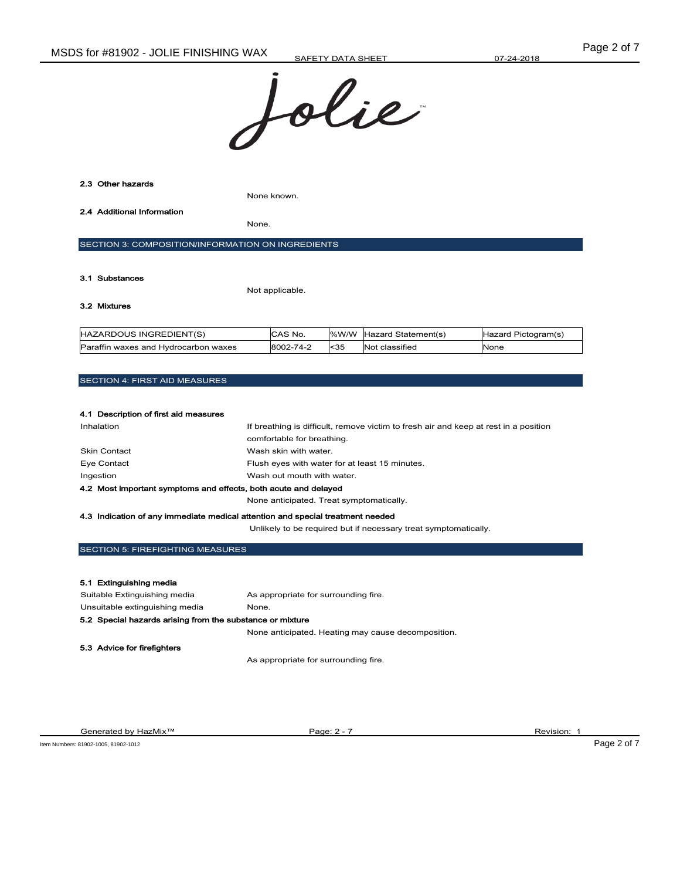### 2.3 Other hazards

None known.

### 2.4 Additional Information

None.

## SECTION 3: COMPOSITION/INFORMATION ON INGREDIENTS

### 3.1 Substances

Not applicable.

### 3.2 Mixtures

| HAZARDOUS INGREDIENT(S) | CAS No. | %W/W | Hazard Statement(s) | Hazard Pictogram(s) |
|---|---|---|---|---|
| Paraffin waxes and Hydrocarbon waxes | 8002-74-2 | <35 | Not classified | None |

## SECTION 4: FIRST AID MEASURES

### 4.1 Description of first aid measures

Inhalation: If breathing is difficult, remove victim to fresh air and keep at rest in a position comfortable for breathing.

Skin Contact: Wash skin with water.

Eye Contact: Flush eyes with water for at least 15 minutes.

Ingestion: Wash out mouth with water.

### 4.2 Most important symptoms and effects, both acute and delayed

None anticipated. Treat symptomatically.

### 4.3 Indication of any immediate medical attention and special treatment needed

Unlikely to be required but if necessary treat symptomatically.

## SECTION 5: FIREFIGHTING MEASURES

### 5.1 Extinguishing media

Suitable Extinguishing media: As appropriate for surrounding fire.

Unsuitable extinguishing media: None.

### 5.2 Special hazards arising from the substance or mixture

None anticipated. Heating may cause decomposition.

### 5.3 Advice for firefighters

As appropriate for surrounding fire.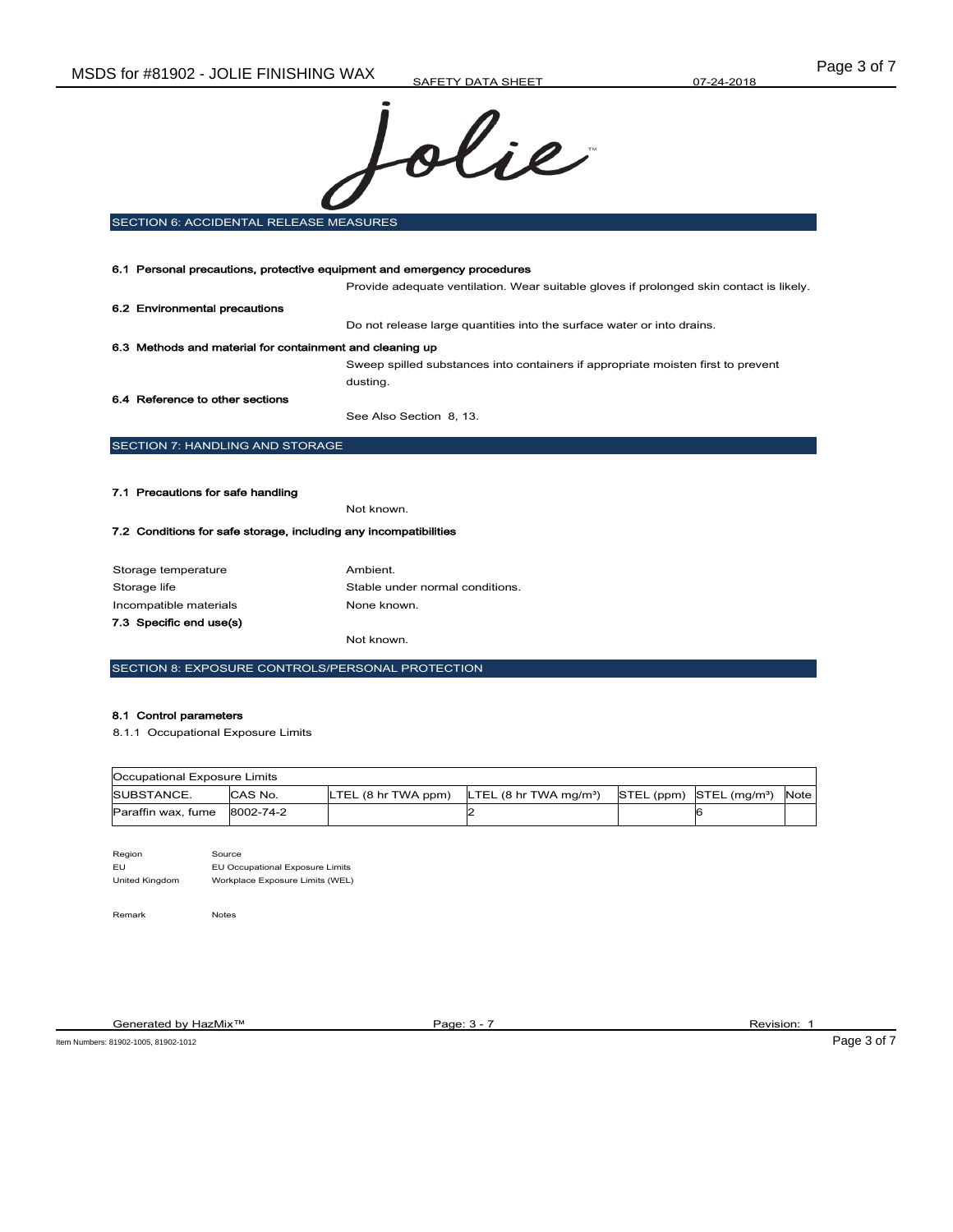## SECTION 6: ACCIDENTAL RELEASE MEASURES

**6.1 Personal precautions, protective equipment and emergency procedures**

Provide adequate ventilation. Wear suitable gloves if prolonged skin contact is likely.

**6.2 Environmental precautions**

Do not release large quantities into the surface water or into drains.

**6.3 Methods and material for containment and cleaning up**

Sweep spilled substances into containers if appropriate moisten first to prevent dusting.

**6.4 Reference to other sections**

See Also Section 8, 13.

## SECTION 7: HANDLING AND STORAGE

**7.1 Precautions for safe handling**

Not known.

**7.2 Conditions for safe storage, including any incompatibilities**

Storage temperature: Ambient.

Storage life: Stable under normal conditions.

Incompatible materials: None known.

**7.3 Specific end use(s)**

Not known.

## SECTION 8: EXPOSURE CONTROLS/PERSONAL PROTECTION

**8.1 Control parameters**

8.1.1 Occupational Exposure Limits

| Occupational Exposure Limits | | | | | | |
|---|---|---|---|---|---|---|
| SUBSTANCE. | CAS No. | LTEL (8 hr TWA ppm) | LTEL (8 hr TWA mg/m³) | STEL (ppm) | STEL (mg/m³) | Note |
| Paraffin wax, fume | 8002-74-2 | | 2 | | 6 | |

| Region | Source |
|---|---|
| EU | EU Occupational Exposure Limits |
| United Kingdom | Workplace Exposure Limits (WEL) |

Remark: Notes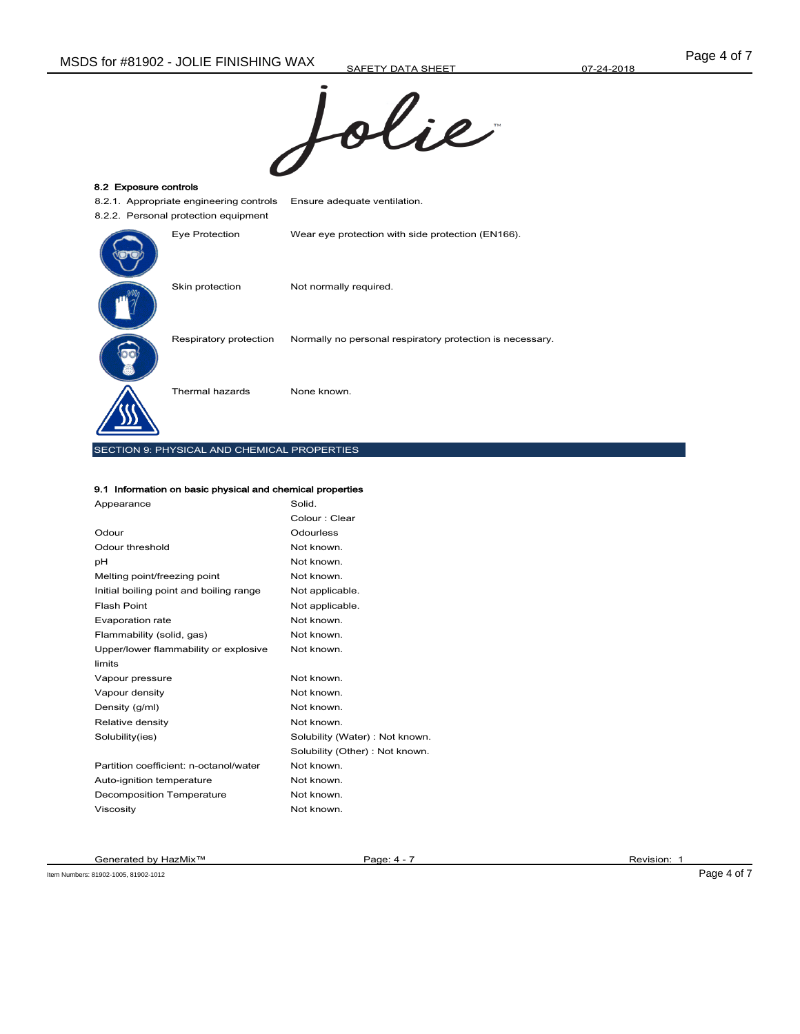### 8.2 Exposure controls

| | |
|---|---|
| 8.2.1. Appropriate engineering controls | Ensure adequate ventilation. |
| 8.2.2. Personal protection equipment | |
| Eye Protection | Wear eye protection with side protection (EN166). |
| Skin protection | Not normally required. |
| Respiratory protection | Normally no personal respiratory protection is necessary. |
| Thermal hazards | None known. |

## SECTION 9: PHYSICAL AND CHEMICAL PROPERTIES

### 9.1 Information on basic physical and chemical properties

| | |
|---|---|
| Appearance | Solid.<br>Colour : Clear |
| Odour | Odourless |
| Odour threshold | Not known. |
| pH | Not known. |
| Melting point/freezing point | Not known. |
| Initial boiling point and boiling range | Not applicable. |
| Flash Point | Not applicable. |
| Evaporation rate | Not known. |
| Flammability (solid, gas) | Not known. |
| Upper/lower flammability or explosive limits | Not known. |
| Vapour pressure | Not known. |
| Vapour density | Not known. |
| Density (g/ml) | Not known. |
| Relative density | Not known. |
| Solubility(ies) | Solubility (Water) : Not known.<br>Solubility (Other) : Not known. |
| Partition coefficient: n-octanol/water | Not known. |
| Auto-ignition temperature | Not known. |
| Decomposition Temperature | Not known. |
| Viscosity | Not known. |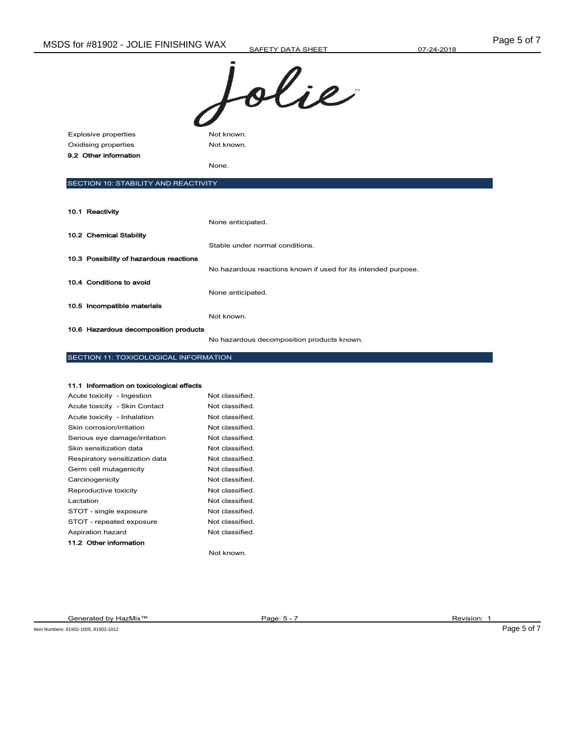| | |
|---|---|
| Explosive properties | Not known. |
| Oxidising properties | Not known. |

**9.2 Other information**

None.

## SECTION 10: STABILITY AND REACTIVITY

**10.1 Reactivity**

None anticipated.

**10.2 Chemical Stability**

Stable under normal conditions.

**10.3 Possibility of hazardous reactions**

No hazardous reactions known if used for its intended purpose.

**10.4 Conditions to avoid**

None anticipated.

**10.5 Incompatible materials**

Not known.

**10.6 Hazardous decomposition products**

No hazardous decomposition products known.

## SECTION 11: TOXICOLOGICAL INFORMATION

**11.1 Information on toxicological effects**

| | |
|---|---|
| Acute toxicity - Ingestion | Not classified. |
| Acute toxicity - Skin Contact | Not classified. |
| Acute toxicity - Inhalation | Not classified. |
| Skin corrosion/irritation | Not classified. |
| Serious eye damage/irritation | Not classified. |
| Skin sensitization data | Not classified. |
| Respiratory sensitization data | Not classified. |
| Germ cell mutagenicity | Not classified. |
| Carcinogenicity | Not classified. |
| Reproductive toxicity | Not classified. |
| Lactation | Not classified. |
| STOT - single exposure | Not classified. |
| STOT - repeated exposure | Not classified. |
| Aspiration hazard | Not classified. |

**11.2 Other information**

Not known.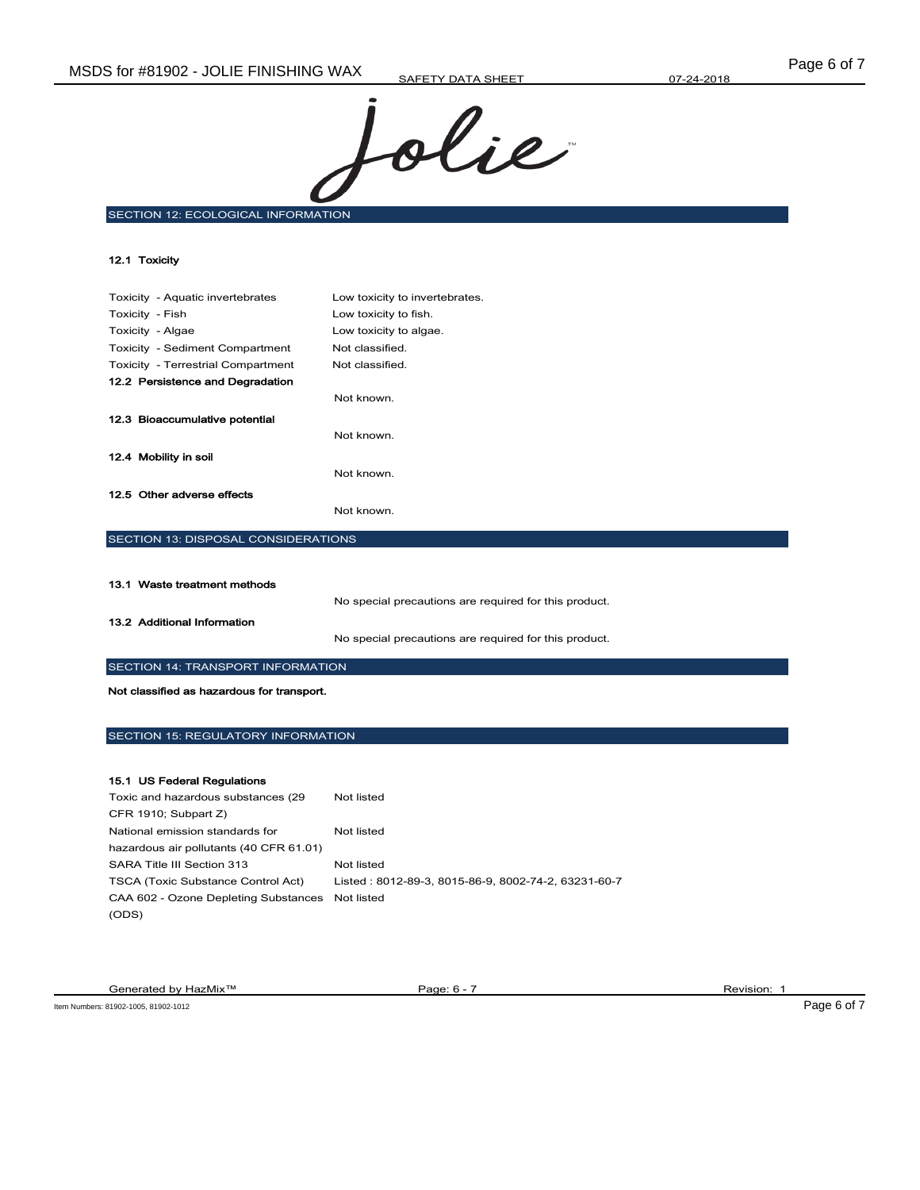## SECTION 12: ECOLOGICAL INFORMATION

### 12.1 Toxicity

| | |
|---|---|
| Toxicity - Aquatic invertebrates | Low toxicity to invertebrates. |
| Toxicity - Fish | Low toxicity to fish. |
| Toxicity - Algae | Low toxicity to algae. |
| Toxicity - Sediment Compartment | Not classified. |
| Toxicity - Terrestrial Compartment | Not classified. |

### 12.2 Persistence and Degradation

Not known.

### 12.3 Bioaccumulative potential

Not known.

### 12.4 Mobility in soil

Not known.

### 12.5 Other adverse effects

Not known.

## SECTION 13: DISPOSAL CONSIDERATIONS

### 13.1 Waste treatment methods

No special precautions are required for this product.

### 13.2 Additional Information

No special precautions are required for this product.

## SECTION 14: TRANSPORT INFORMATION

**Not classified as hazardous for transport.**

## SECTION 15: REGULATORY INFORMATION

### 15.1 US Federal Regulations

| | |
|---|---|
| Toxic and hazardous substances (29 CFR 1910; Subpart Z) | Not listed |
| National emission standards for hazardous air pollutants (40 CFR 61.01) | Not listed |
| SARA Title III Section 313 | Not listed |
| TSCA (Toxic Substance Control Act) | Listed : 8012-89-3, 8015-86-9, 8002-74-2, 63231-60-7 |
| CAA 602 - Ozone Depleting Substances (ODS) | Not listed |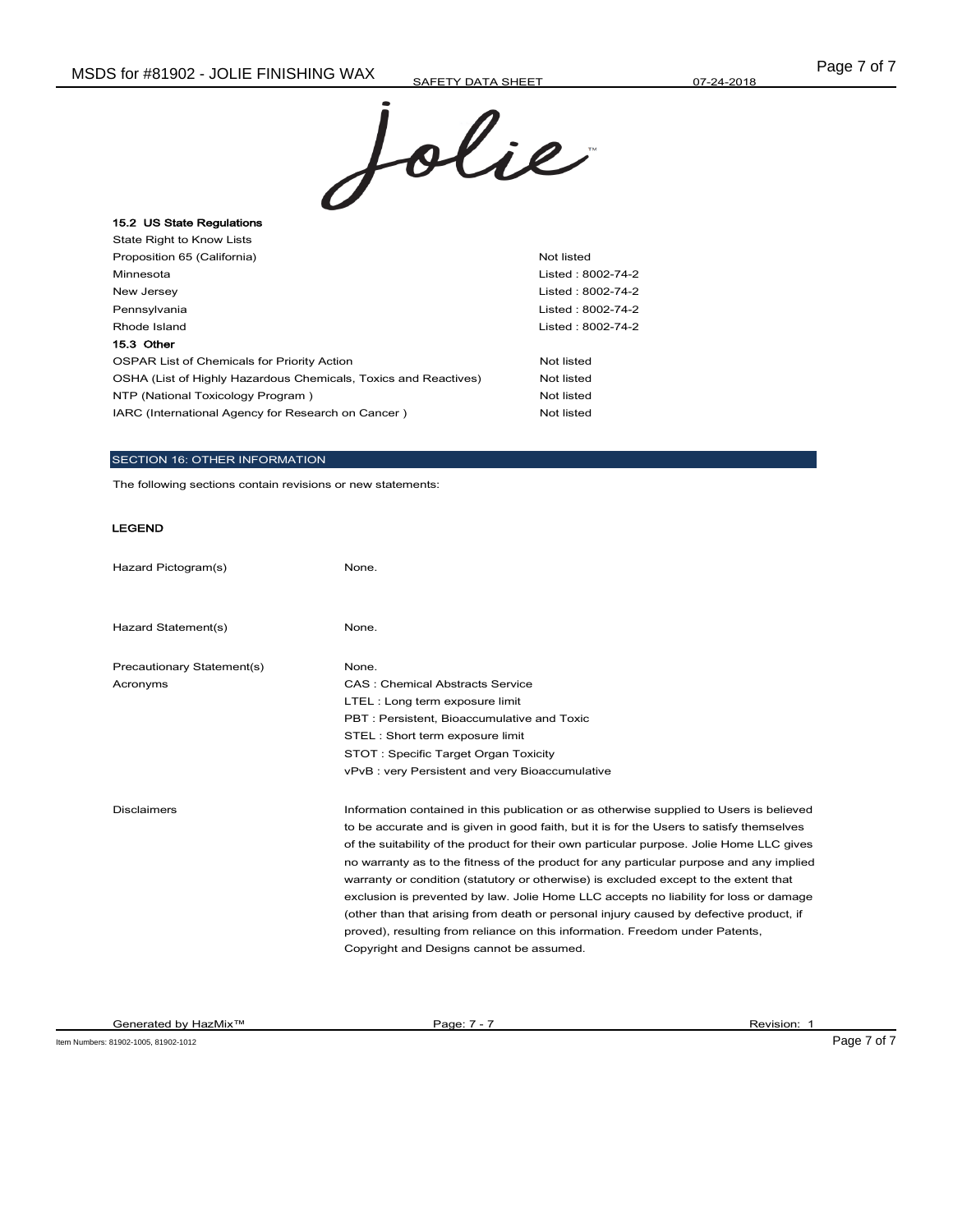### 15.2 US State Regulations

State Right to Know Lists

| | |
|---|---|
| Proposition 65 (California) | Not listed |
| Minnesota | Listed : 8002-74-2 |
| New Jersey | Listed : 8002-74-2 |
| Pennsylvania | Listed : 8002-74-2 |
| Rhode Island | Listed : 8002-74-2 |

### 15.3 Other

| | |
|---|---|
| OSPAR List of Chemicals for Priority Action | Not listed |
| OSHA (List of Highly Hazardous Chemicals, Toxics and Reactives) | Not listed |
| NTP (National Toxicology Program ) | Not listed |
| IARC (International Agency for Research on Cancer ) | Not listed |

## SECTION 16: OTHER INFORMATION

The following sections contain revisions or new statements:

### LEGEND

| | |
|---|---|
| Hazard Pictogram(s) | None. |
| Hazard Statement(s) | None. |
| Precautionary Statement(s) | None. |
| Acronyms | CAS : Chemical Abstracts Service<br>LTEL : Long term exposure limit<br>PBT : Persistent, Bioaccumulative and Toxic<br>STEL : Short term exposure limit<br>STOT : Specific Target Organ Toxicity<br>vPvB : very Persistent and very Bioaccumulative |
| Disclaimers | Information contained in this publication or as otherwise supplied to Users is believed to be accurate and is given in good faith, but it is for the Users to satisfy themselves of the suitability of the product for their own particular purpose. Jolie Home LLC gives no warranty as to the fitness of the product for any particular purpose and any implied warranty or condition (statutory or otherwise) is excluded except to the extent that exclusion is prevented by law. Jolie Home LLC accepts no liability for loss or damage (other than that arising from death or personal injury caused by defective product, if proved), resulting from reliance on this information. Freedom under Patents, Copyright and Designs cannot be assumed. |